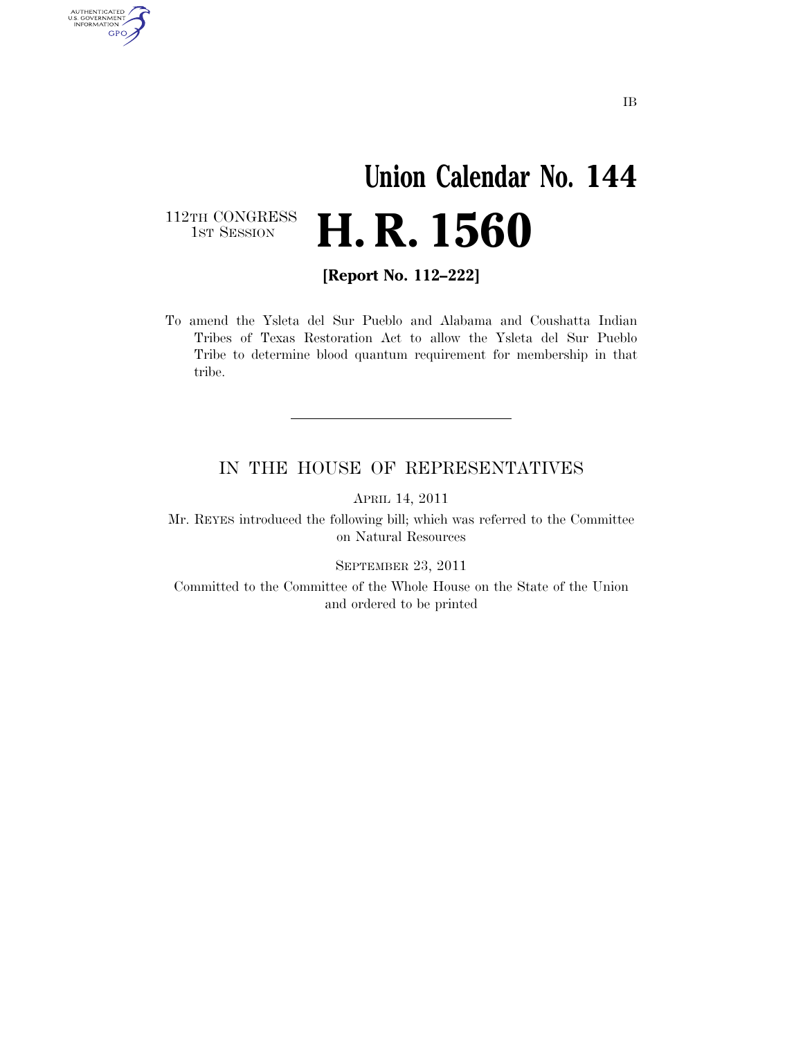IB

# Union Calendar No. 144

112TH CONGRESS
1ST SESSION

# H. R. 1560

**[Report No. 112–222]**

To amend the Ysleta del Sur Pueblo and Alabama and Coushatta Indian Tribes of Texas Restoration Act to allow the Ysleta del Sur Pueblo Tribe to determine blood quantum requirement for membership in that tribe.

---

IN THE HOUSE OF REPRESENTATIVES

APRIL 14, 2011

Mr. REYES introduced the following bill; which was referred to the Committee on Natural Resources

SEPTEMBER 23, 2011

Committed to the Committee of the Whole House on the State of the Union and ordered to be printed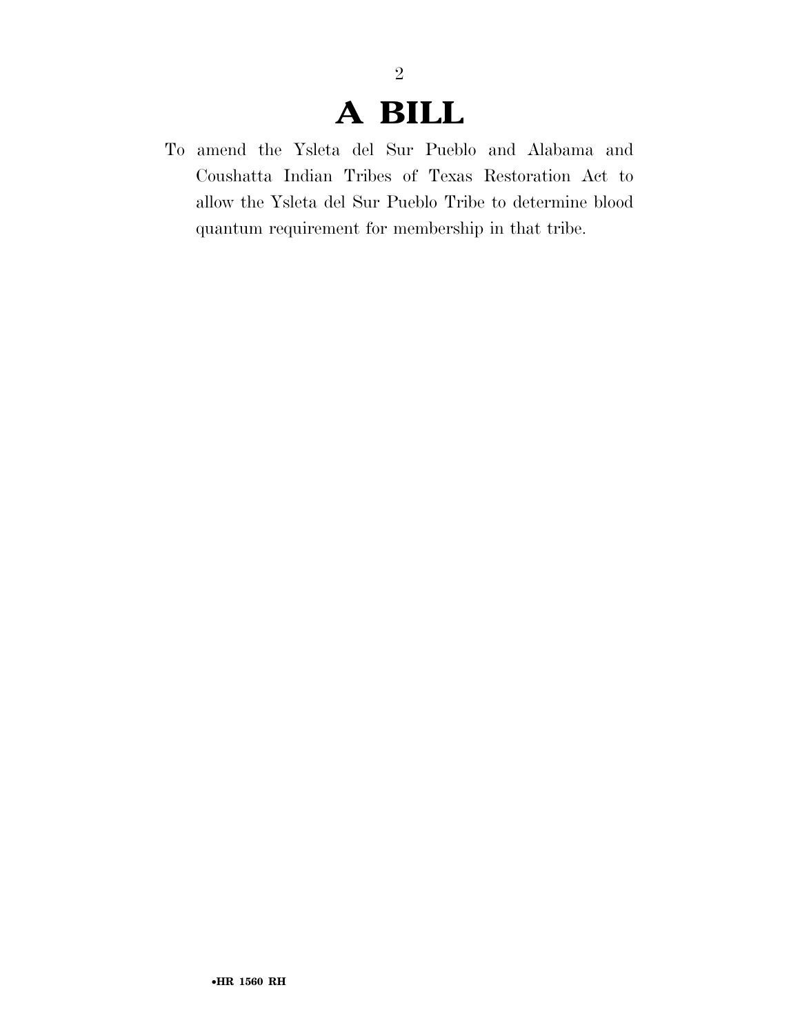# A BILL

To amend the Ysleta del Sur Pueblo and Alabama and Coushatta Indian Tribes of Texas Restoration Act to allow the Ysleta del Sur Pueblo Tribe to determine blood quantum requirement for membership in that tribe.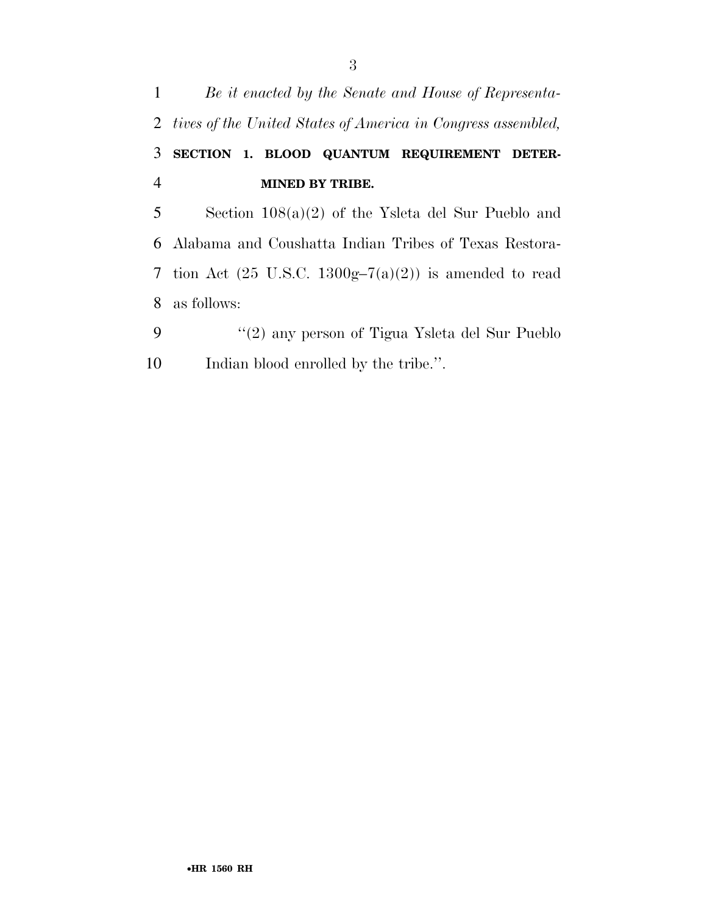*Be it enacted by the Senate and House of Representatives of the United States of America in Congress assembled,*

**SECTION 1. BLOOD QUANTUM REQUIREMENT DETERMINED BY TRIBE.**

Section 108(a)(2) of the Ysleta del Sur Pueblo and Alabama and Coushatta Indian Tribes of Texas Restoration Act (25 U.S.C. 1300g–7(a)(2)) is amended to read as follows:

"(2) any person of Tigua Ysleta del Sur Pueblo Indian blood enrolled by the tribe.".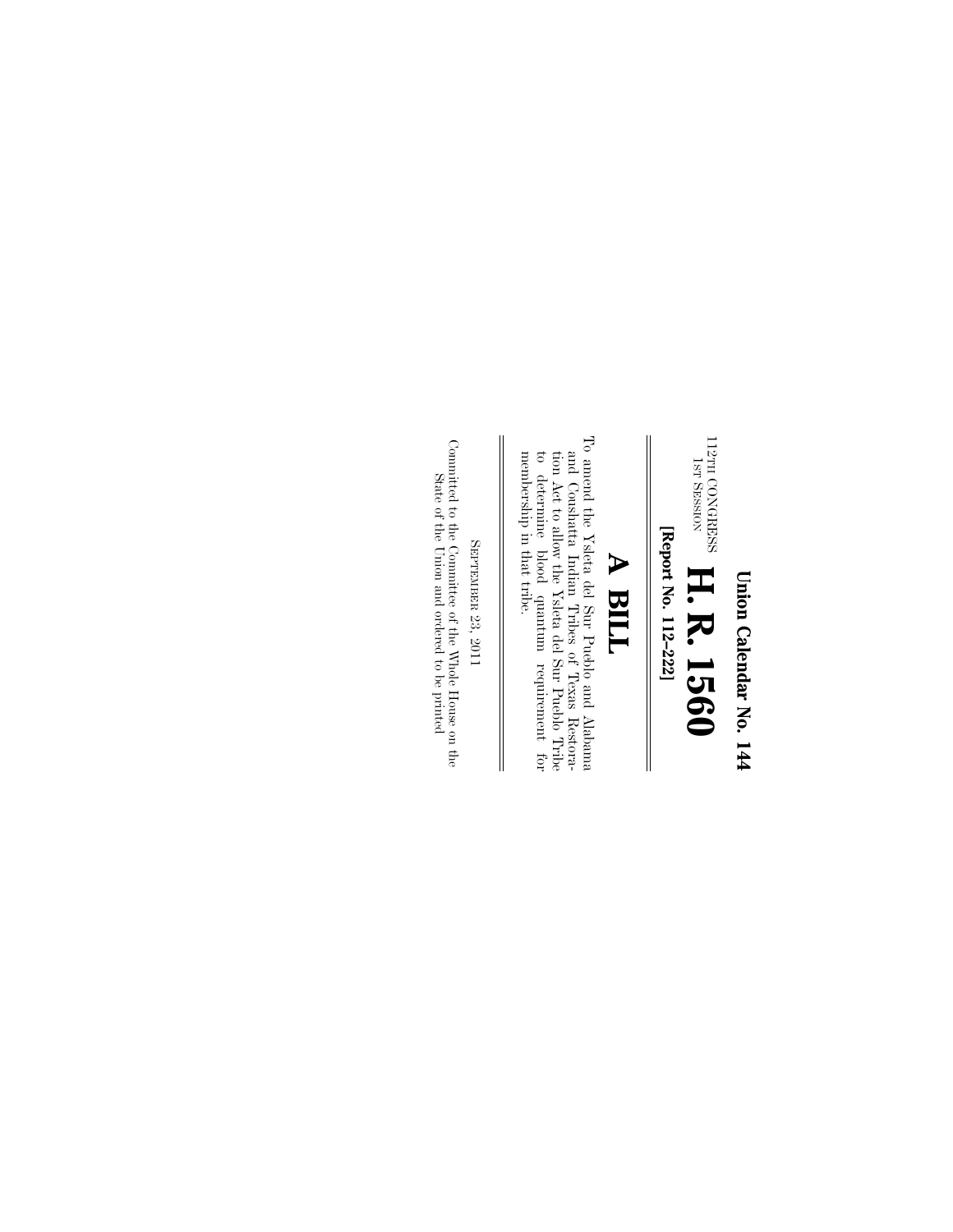Union Calendar No. 144

112TH CONGRESS
1ST SESSION

# H. R. 1560

**[Report No. 112–222]**

# A BILL

To amend the Ysleta del Sur Pueblo and Alabama and Coushatta Indian Tribes of Texas Restoration Act to allow the Ysleta del Sur Pueblo Tribe to determine blood quantum requirement for membership in that tribe.

SEPTEMBER 23, 2011

Committed to the Committee of the Whole House on the State of the Union and ordered to be printed